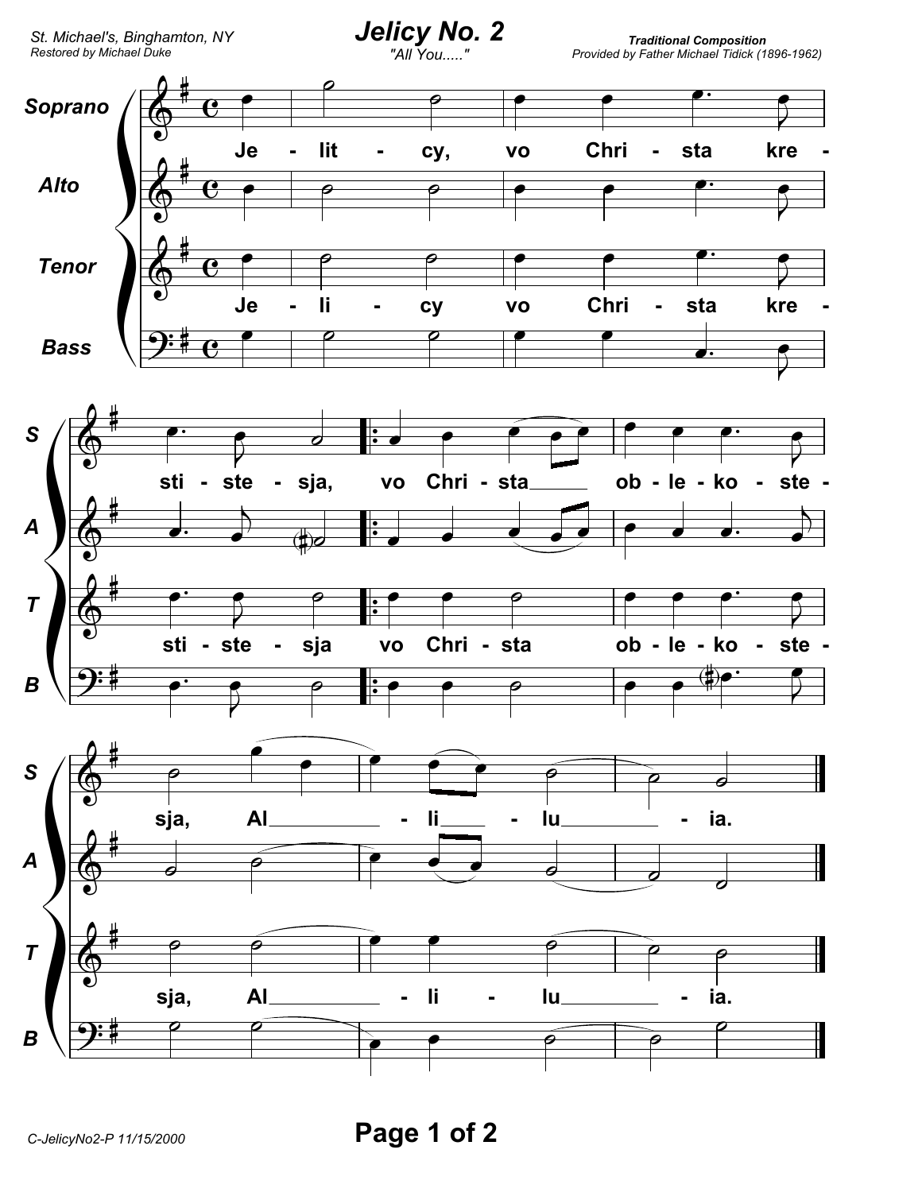St. Michael's, Binghamton, NY
Restored by Michael Duke

# Jelicy No. 2

"All You....."

**Traditional Composition**
Provided by Father Michael Tidick (1896-1962)

Soprano: Je - lit - cy, vo Chri - sta kre - sti - ste - sja, vo Chri - sta ob - le - ko - ste - sja, Al - li - lu - ia.

Alto

Tenor: Je - li - cy vo Chri - sta kre - sti - ste - sja vo Chri - sta ob - le - ko - ste - sja, Al - li - lu - ia.

Bass

C-JelicyNo2-P 11/15/2000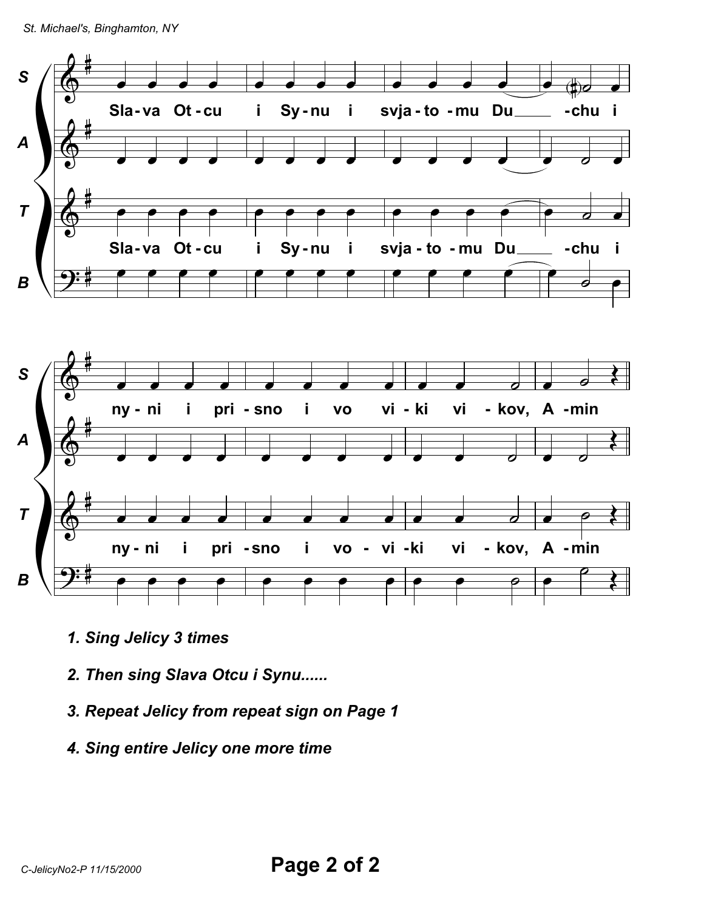1. Sing Jelicy 3 times

2. Then sing Slava Otcu i Synu......

3. Repeat Jelicy from repeat sign on Page 1

4. Sing entire Jelicy one more time